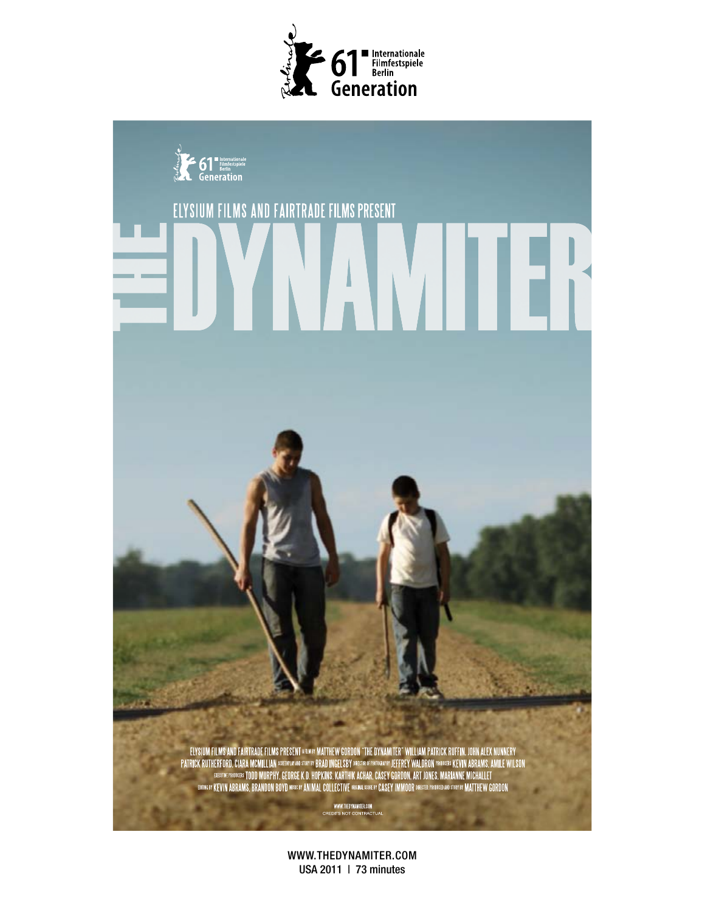61 Internationale Filmfestspiele Berlin
Generation

61 Internationale Filmfestspiele Berlin Generation

ELYSIUM FILMS AND FAIRTRADE FILMS PRESENT

# THE DYNAMITER

ELYSIUM FILMS AND FAIRTRADE FILMS PRESENT A FILM BY MATTHEW GORDON "THE DYNAMITER" WILLIAM PATRICK RUFFIN, JOHN ALEX NUNNERY PATRICK RUTHERFORD, CIARA MCMILLIAN SCREENPLAY AND STORY BY BRAD INGELSBY DIRECTOR OF PHOTOGRAPHY JEFFREY WALDRON PRODUCERS KEVIN ABRAMS, AMILE WILSON EXECUTIVE PRODUCERS TODD MURPHY, GEORGE K.D. HOPKINS, KARTHIK ACHAR, CASEY GORDON, ART JONES, MARIANNE MICHALLET EDITING BY KEVIN ABRAMS, BRANDON BOYD MUSIC BY ANIMAL COLLECTIVE ORIGINAL SCORE BY CASEY IMMOOR DIRECTED, PRODUCED AND STORY BY MATTHEW GORDON

WWW.THEDYNAMITER.COM
CREDITS NOT CONTRACTUAL

WWW.THEDYNAMITER.COM
USA 2011 | 73 minutes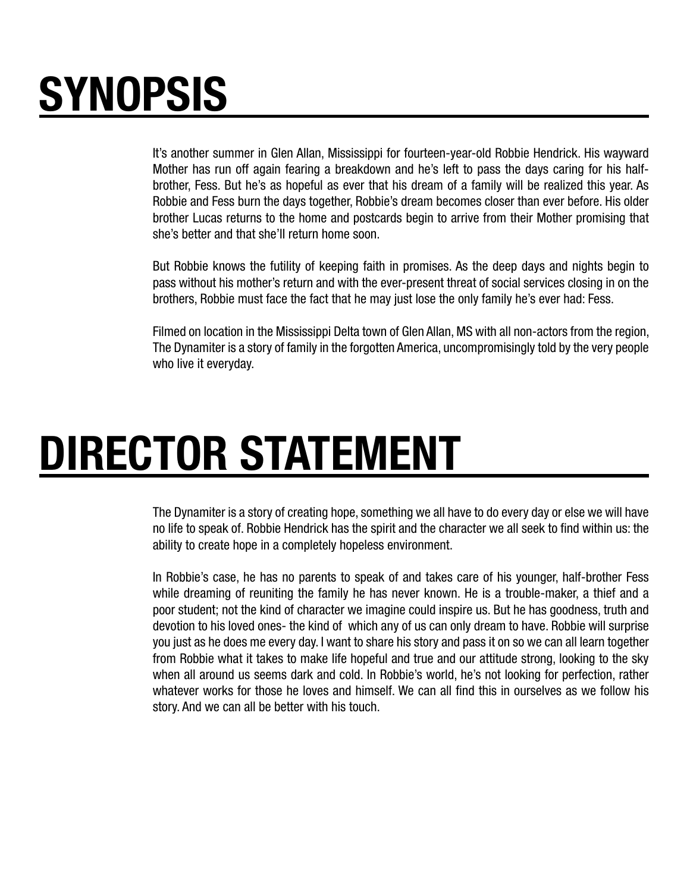# SYNOPSIS

It's another summer in Glen Allan, Mississippi for fourteen-year-old Robbie Hendrick. His wayward Mother has run off again fearing a breakdown and he's left to pass the days caring for his half-brother, Fess. But he's as hopeful as ever that his dream of a family will be realized this year. As Robbie and Fess burn the days together, Robbie's dream becomes closer than ever before. His older brother Lucas returns to the home and postcards begin to arrive from their Mother promising that she's better and that she'll return home soon.

But Robbie knows the futility of keeping faith in promises. As the deep days and nights begin to pass without his mother's return and with the ever-present threat of social services closing in on the brothers, Robbie must face the fact that he may just lose the only family he's ever had: Fess.

Filmed on location in the Mississippi Delta town of Glen Allan, MS with all non-actors from the region, The Dynamiter is a story of family in the forgotten America, uncompromisingly told by the very people who live it everyday.

# DIRECTOR STATEMENT

The Dynamiter is a story of creating hope, something we all have to do every day or else we will have no life to speak of. Robbie Hendrick has the spirit and the character we all seek to find within us: the ability to create hope in a completely hopeless environment.

In Robbie's case, he has no parents to speak of and takes care of his younger, half-brother Fess while dreaming of reuniting the family he has never known. He is a trouble-maker, a thief and a poor student; not the kind of character we imagine could inspire us. But he has goodness, truth and devotion to his loved ones- the kind of which any of us can only dream to have. Robbie will surprise you just as he does me every day. I want to share his story and pass it on so we can all learn together from Robbie what it takes to make life hopeful and true and our attitude strong, looking to the sky when all around us seems dark and cold. In Robbie's world, he's not looking for perfection, rather whatever works for those he loves and himself. We can all find this in ourselves as we follow his story. And we can all be better with his touch.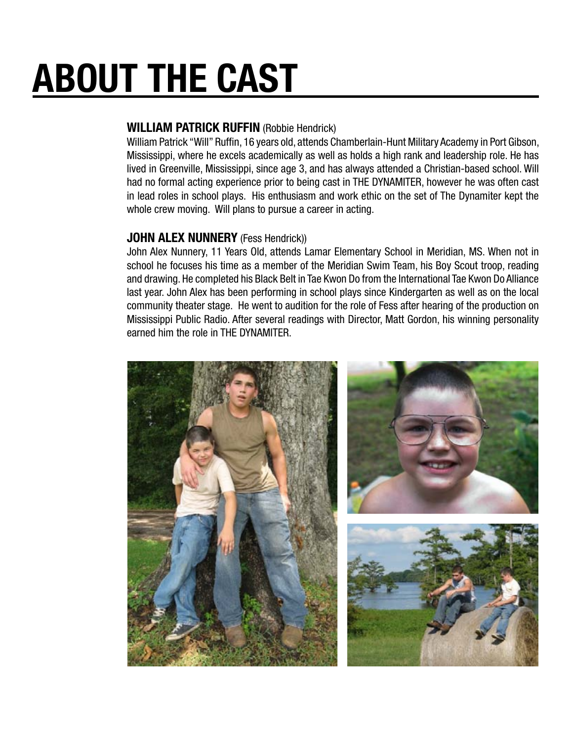# ABOUT THE CAST

**WILLIAM PATRICK RUFFIN** (Robbie Hendrick)

William Patrick "Will" Ruffin, 16 years old, attends Chamberlain-Hunt Military Academy in Port Gibson, Mississippi, where he excels academically as well as holds a high rank and leadership role. He has lived in Greenville, Mississippi, since age 3, and has always attended a Christian-based school. Will had no formal acting experience prior to being cast in THE DYNAMITER, however he was often cast in lead roles in school plays. His enthusiasm and work ethic on the set of The Dynamiter kept the whole crew moving. Will plans to pursue a career in acting.

**JOHN ALEX NUNNERY** (Fess Hendrick))

John Alex Nunnery, 11 Years Old, attends Lamar Elementary School in Meridian, MS. When not in school he focuses his time as a member of the Meridian Swim Team, his Boy Scout troop, reading and drawing. He completed his Black Belt in Tae Kwon Do from the International Tae Kwon Do Alliance last year. John Alex has been performing in school plays since Kindergarten as well as on the local community theater stage. He went to audition for the role of Fess after hearing of the production on Mississippi Public Radio. After several readings with Director, Matt Gordon, his winning personality earned him the role in THE DYNAMITER.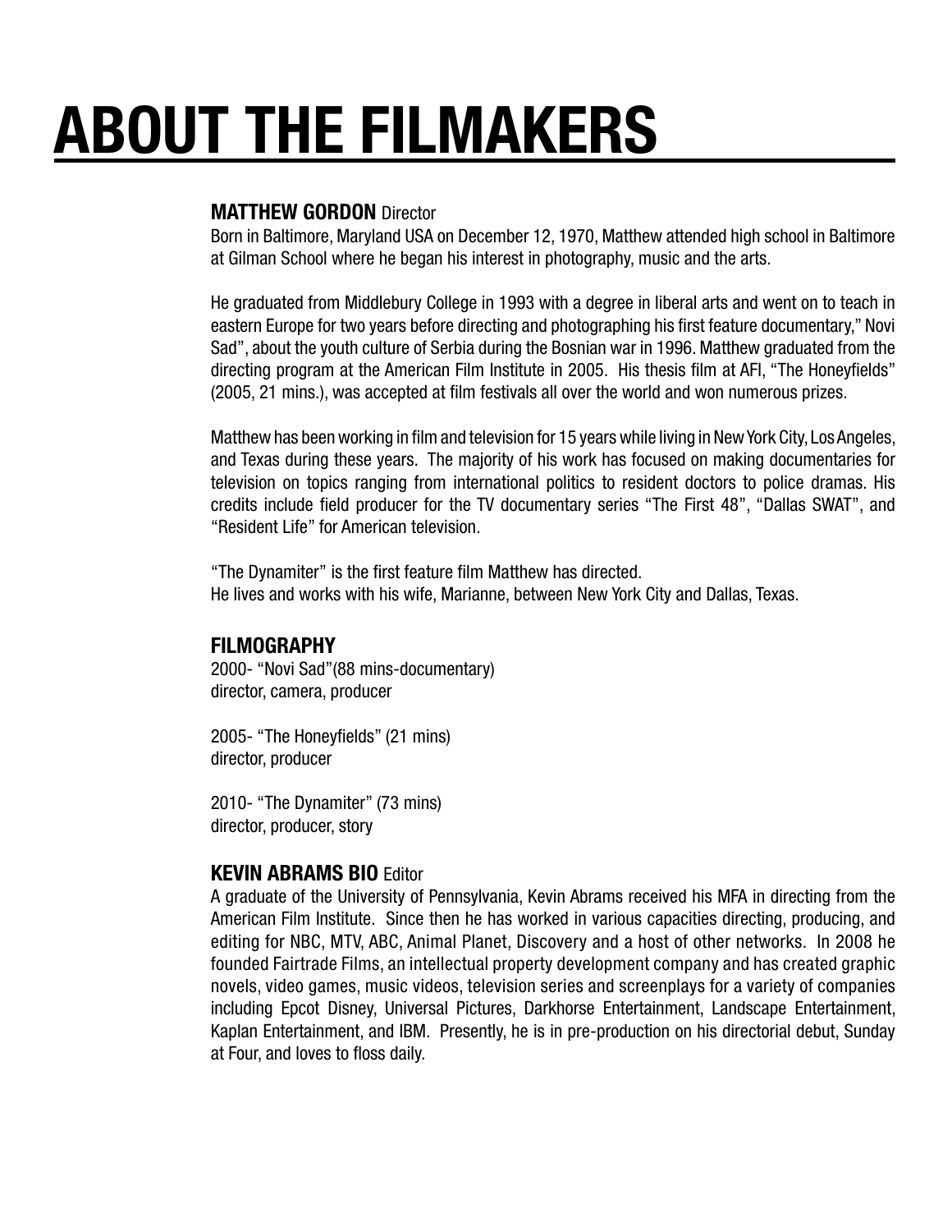# ABOUT THE FILMAKERS

**MATTHEW GORDON** Director

Born in Baltimore, Maryland USA on December 12, 1970, Matthew attended high school in Baltimore at Gilman School where he began his interest in photography, music and the arts.

He graduated from Middlebury College in 1993 with a degree in liberal arts and went on to teach in eastern Europe for two years before directing and photographing his first feature documentary," Novi Sad", about the youth culture of Serbia during the Bosnian war in 1996. Matthew graduated from the directing program at the American Film Institute in 2005. His thesis film at AFI, "The Honeyfields" (2005, 21 mins.), was accepted at film festivals all over the world and won numerous prizes.

Matthew has been working in film and television for 15 years while living in New York City, Los Angeles, and Texas during these years. The majority of his work has focused on making documentaries for television on topics ranging from international politics to resident doctors to police dramas. His credits include field producer for the TV documentary series "The First 48", "Dallas SWAT", and "Resident Life" for American television.

"The Dynamiter" is the first feature film Matthew has directed.
He lives and works with his wife, Marianne, between New York City and Dallas, Texas.

## FILMOGRAPHY

2000- "Novi Sad"(88 mins-documentary)
director, camera, producer

2005- "The Honeyfields" (21 mins)
director, producer

2010- "The Dynamiter" (73 mins)
director, producer, story

**KEVIN ABRAMS BIO** Editor

A graduate of the University of Pennsylvania, Kevin Abrams received his MFA in directing from the American Film Institute. Since then he has worked in various capacities directing, producing, and editing for NBC, MTV, ABC, Animal Planet, Discovery and a host of other networks. In 2008 he founded Fairtrade Films, an intellectual property development company and has created graphic novels, video games, music videos, television series and screenplays for a variety of companies including Epcot Disney, Universal Pictures, Darkhorse Entertainment, Landscape Entertainment, Kaplan Entertainment, and IBM. Presently, he is in pre-production on his directorial debut, Sunday at Four, and loves to floss daily.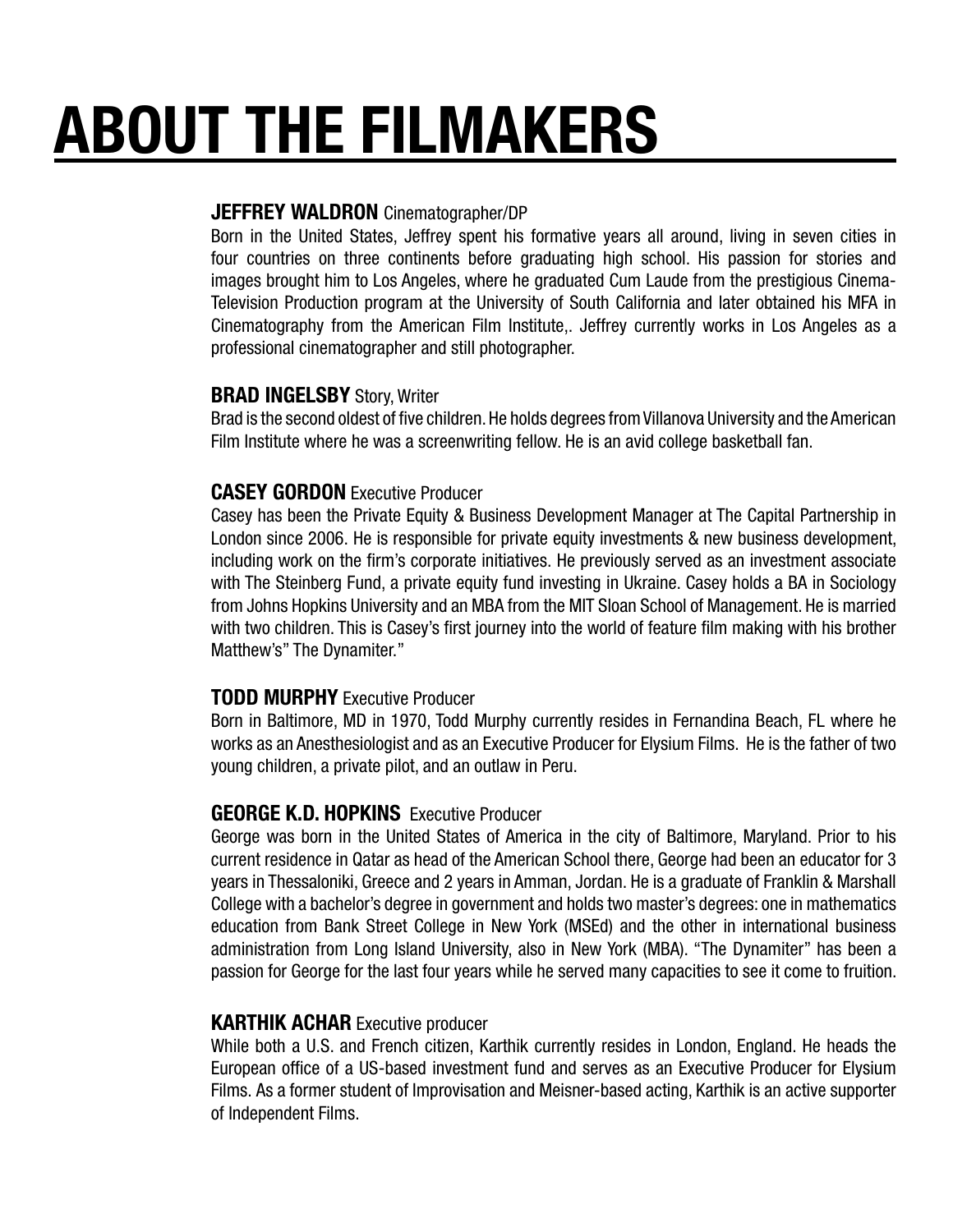# ABOUT THE FILMAKERS

**JEFFREY WALDRON** Cinematographer/DP

Born in the United States, Jeffrey spent his formative years all around, living in seven cities in four countries on three continents before graduating high school. His passion for stories and images brought him to Los Angeles, where he graduated Cum Laude from the prestigious Cinema-Television Production program at the University of South California and later obtained his MFA in Cinematography from the American Film Institute,. Jeffrey currently works in Los Angeles as a professional cinematographer and still photographer.

**BRAD INGELSBY** Story, Writer

Brad is the second oldest of five children. He holds degrees from Villanova University and the American Film Institute where he was a screenwriting fellow. He is an avid college basketball fan.

**CASEY GORDON** Executive Producer

Casey has been the Private Equity & Business Development Manager at The Capital Partnership in London since 2006. He is responsible for private equity investments & new business development, including work on the firm's corporate initiatives. He previously served as an investment associate with The Steinberg Fund, a private equity fund investing in Ukraine. Casey holds a BA in Sociology from Johns Hopkins University and an MBA from the MIT Sloan School of Management. He is married with two children. This is Casey's first journey into the world of feature film making with his brother Matthew's" The Dynamiter."

**TODD MURPHY** Executive Producer

Born in Baltimore, MD in 1970, Todd Murphy currently resides in Fernandina Beach, FL where he works as an Anesthesiologist and as an Executive Producer for Elysium Films. He is the father of two young children, a private pilot, and an outlaw in Peru.

**GEORGE K.D. HOPKINS** Executive Producer

George was born in the United States of America in the city of Baltimore, Maryland. Prior to his current residence in Qatar as head of the American School there, George had been an educator for 3 years in Thessaloniki, Greece and 2 years in Amman, Jordan. He is a graduate of Franklin & Marshall College with a bachelor's degree in government and holds two master's degrees: one in mathematics education from Bank Street College in New York (MSEd) and the other in international business administration from Long Island University, also in New York (MBA). "The Dynamiter" has been a passion for George for the last four years while he served many capacities to see it come to fruition.

**KARTHIK ACHAR** Executive producer

While both a U.S. and French citizen, Karthik currently resides in London, England. He heads the European office of a US-based investment fund and serves as an Executive Producer for Elysium Films. As a former student of Improvisation and Meisner-based acting, Karthik is an active supporter of Independent Films.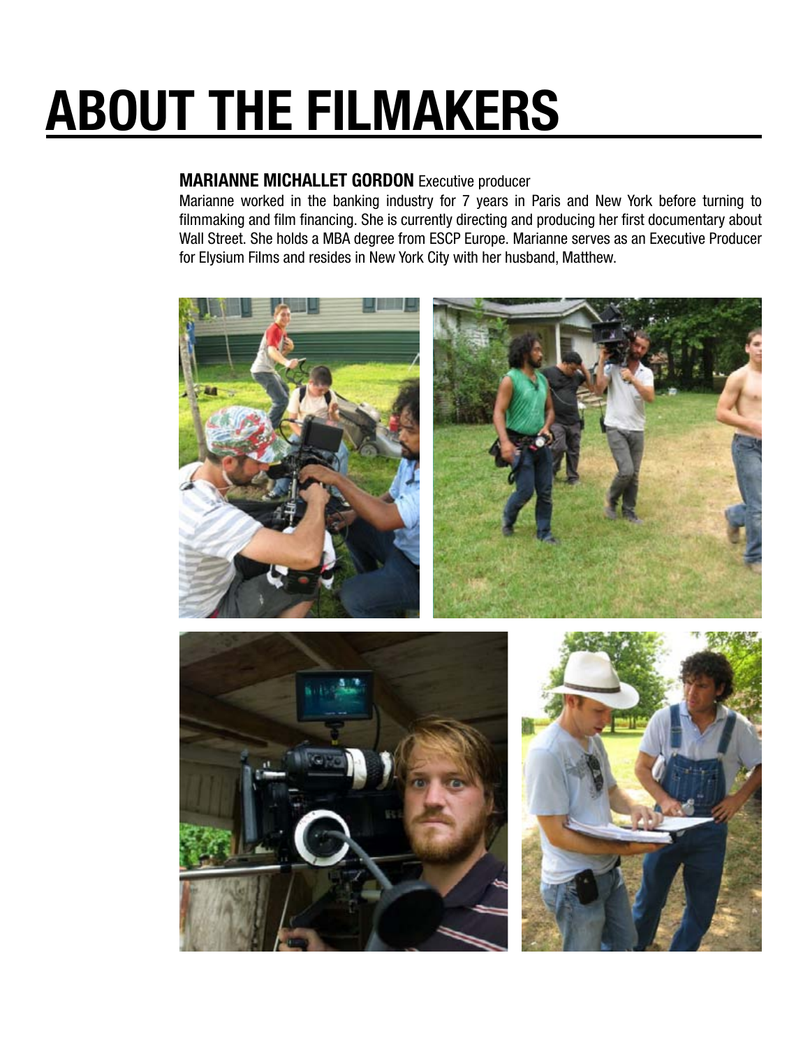# ABOUT THE FILMAKERS

**MARIANNE MICHALLET GORDON** Executive producer

Marianne worked in the banking industry for 7 years in Paris and New York before turning to filmmaking and film financing. She is currently directing and producing her first documentary about Wall Street. She holds a MBA degree from ESCP Europe. Marianne serves as an Executive Producer for Elysium Films and resides in New York City with her husband, Matthew.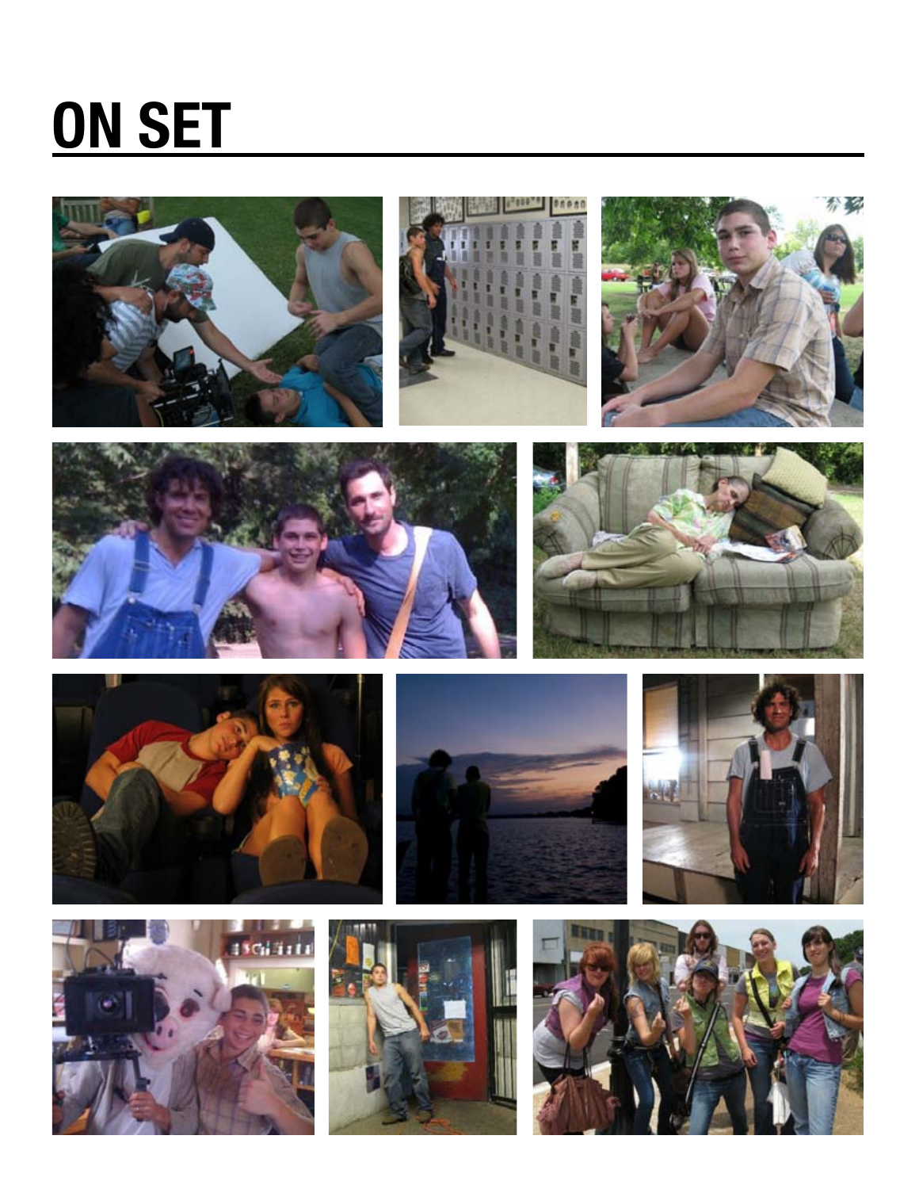# ON SET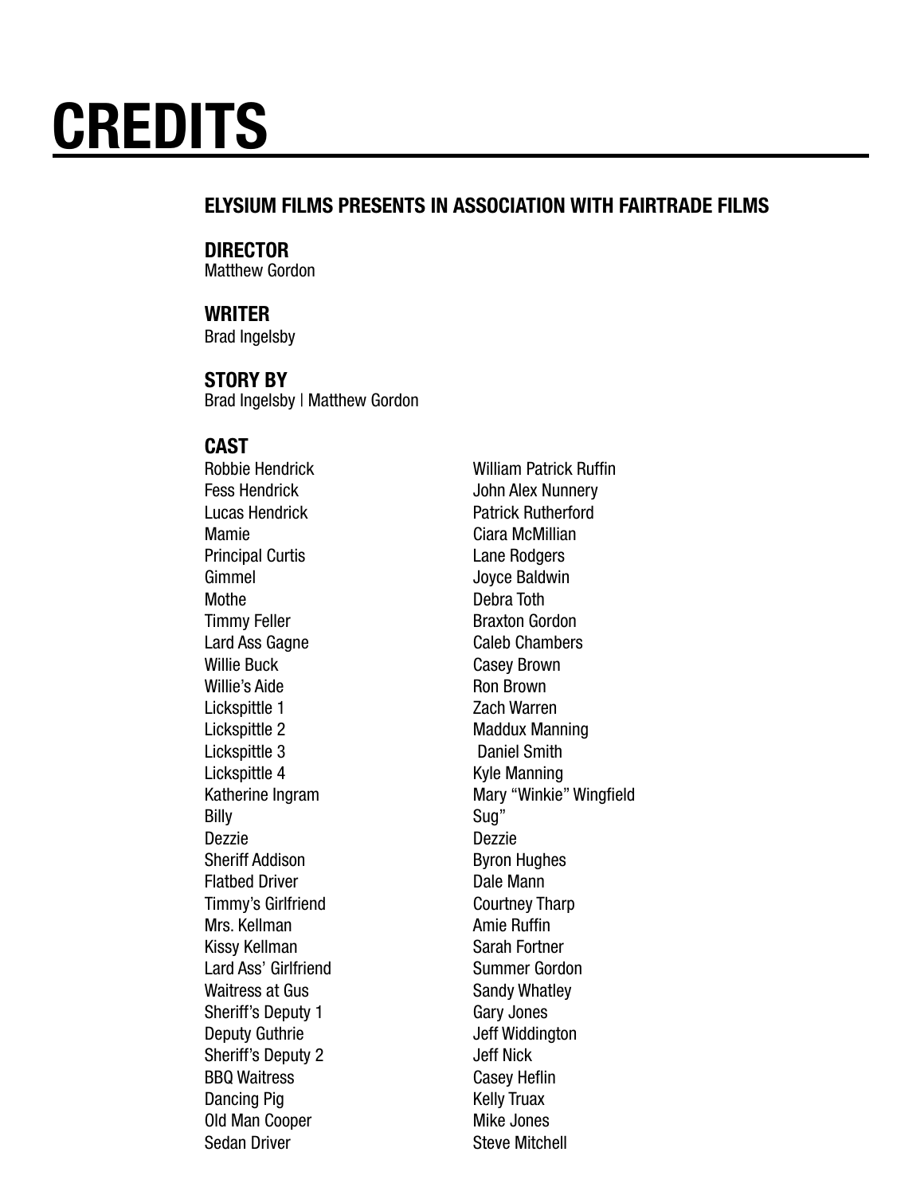# CREDITS

**ELYSIUM FILMS PRESENTS IN ASSOCIATION WITH FAIRTRADE FILMS**

**DIRECTOR**
Matthew Gordon

**WRITER**
Brad Ingelsby

**STORY BY**
Brad Ingelsby | Matthew Gordon

**CAST**

| | |
|---|---|
| Robbie Hendrick | William Patrick Ruffin |
| Fess Hendrick | John Alex Nunnery |
| Lucas Hendrick | Patrick Rutherford |
| Mamie | Ciara McMillian |
| Principal Curtis | Lane Rodgers |
| Gimmel | Joyce Baldwin |
| Mothe | Debra Toth |
| Timmy Feller | Braxton Gordon |
| Lard Ass Gagne | Caleb Chambers |
| Willie Buck | Casey Brown |
| Willie's Aide | Ron Brown |
| Lickspittle 1 | Zach Warren |
| Lickspittle 2 | Maddux Manning |
| Lickspittle 3 | Daniel Smith |
| Lickspittle 4 | Kyle Manning |
| Katherine Ingram | Mary "Winkie" Wingfield |
| Billy | Sug" |
| Dezzie | Dezzie |
| Sheriff Addison | Byron Hughes |
| Flatbed Driver | Dale Mann |
| Timmy's Girlfriend | Courtney Tharp |
| Mrs. Kellman | Amie Ruffin |
| Kissy Kellman | Sarah Fortner |
| Lard Ass' Girlfriend | Summer Gordon |
| Waitress at Gus | Sandy Whatley |
| Sheriff's Deputy 1 | Gary Jones |
| Deputy Guthrie | Jeff Widdington |
| Sheriff's Deputy 2 | Jeff Nick |
| BBQ Waitress | Casey Heflin |
| Dancing Pig | Kelly Truax |
| Old Man Cooper | Mike Jones |
| Sedan Driver | Steve Mitchell |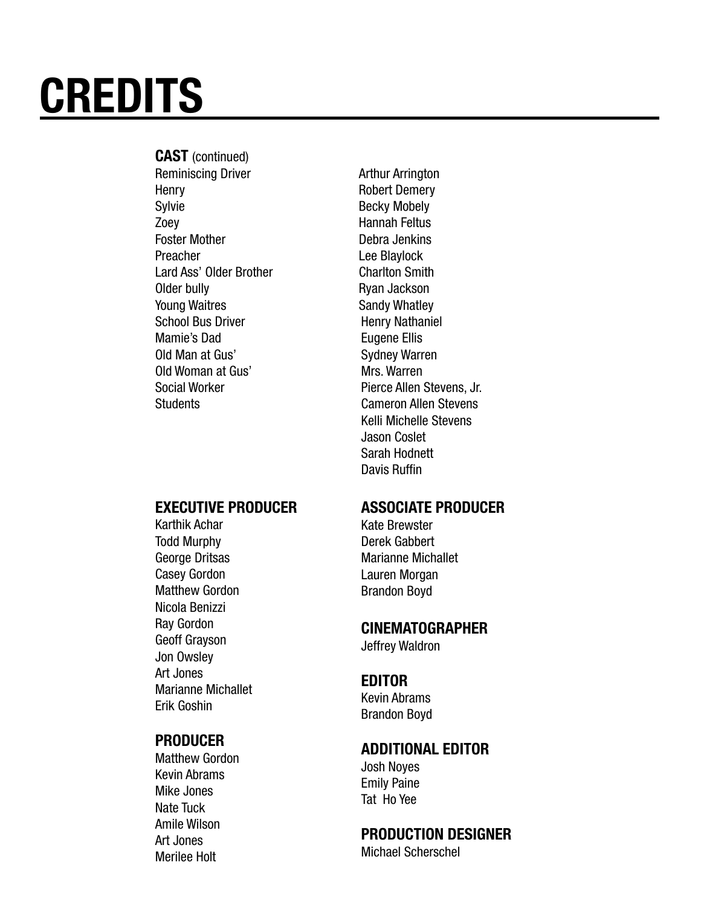# CREDITS

**CAST** (continued)

| | |
|---|---|
| Reminiscing Driver | Arthur Arrington |
| Henry | Robert Demery |
| Sylvie | Becky Mobely |
| Zoey | Hannah Feltus |
| Foster Mother | Debra Jenkins |
| Preacher | Lee Blaylock |
| Lard Ass' Older Brother | Charlton Smith |
| Older bully | Ryan Jackson |
| Young Waitres | Sandy Whatley |
| School Bus Driver | Henry Nathaniel |
| Mamie's Dad | Eugene Ellis |
| Old Man at Gus' | Sydney Warren |
| Old Woman at Gus' | Mrs. Warren |
| Social Worker | Pierce Allen Stevens, Jr. |
| Students | Cameron Allen Stevens |
| | Kelli Michelle Stevens |
| | Jason Coslet |
| | Sarah Hodnett |
| | Davis Ruffin |

## EXECUTIVE PRODUCER
Karthik Achar
Todd Murphy
George Dritsas
Casey Gordon
Matthew Gordon
Nicola Benizzi
Ray Gordon
Geoff Grayson
Jon Owsley
Art Jones
Marianne Michallet
Erik Goshin

## PRODUCER
Matthew Gordon
Kevin Abrams
Mike Jones
Nate Tuck
Amile Wilson
Art Jones
Merilee Holt

## ASSOCIATE PRODUCER
Kate Brewster
Derek Gabbert
Marianne Michallet
Lauren Morgan
Brandon Boyd

## CINEMATOGRAPHER
Jeffrey Waldron

## EDITOR
Kevin Abrams
Brandon Boyd

## ADDITIONAL EDITOR
Josh Noyes
Emily Paine
Tat Ho Yee

## PRODUCTION DESIGNER
Michael Scherschel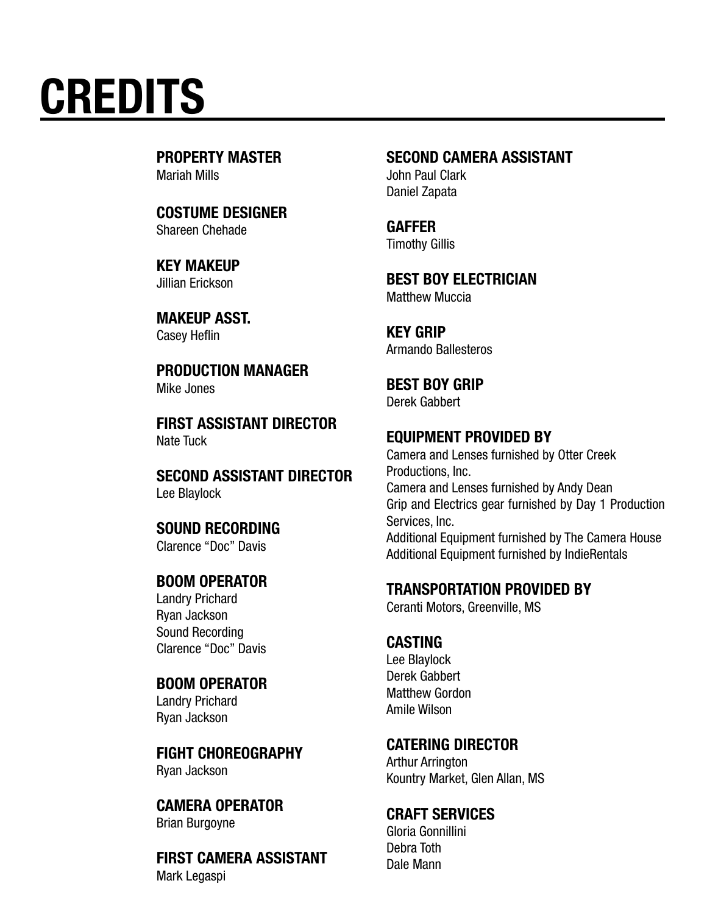# CREDITS

**PROPERTY MASTER**
Mariah Mills

**COSTUME DESIGNER**
Shareen Chehade

**KEY MAKEUP**
Jillian Erickson

**MAKEUP ASST.**
Casey Heflin

**PRODUCTION MANAGER**
Mike Jones

**FIRST ASSISTANT DIRECTOR**
Nate Tuck

**SECOND ASSISTANT DIRECTOR**
Lee Blaylock

**SOUND RECORDING**
Clarence "Doc" Davis

**BOOM OPERATOR**
Landry Prichard
Ryan Jackson
Sound Recording
Clarence "Doc" Davis

**BOOM OPERATOR**
Landry Prichard
Ryan Jackson

**FIGHT CHOREOGRAPHY**
Ryan Jackson

**CAMERA OPERATOR**
Brian Burgoyne

**FIRST CAMERA ASSISTANT**
Mark Legaspi

**SECOND CAMERA ASSISTANT**
John Paul Clark
Daniel Zapata

**GAFFER**
Timothy Gillis

**BEST BOY ELECTRICIAN**
Matthew Muccia

**KEY GRIP**
Armando Ballesteros

**BEST BOY GRIP**
Derek Gabbert

**EQUIPMENT PROVIDED BY**
Camera and Lenses furnished by Otter Creek Productions, Inc.
Camera and Lenses furnished by Andy Dean
Grip and Electrics gear furnished by Day 1 Production Services, Inc.
Additional Equipment furnished by The Camera House
Additional Equipment furnished by IndieRentals

**TRANSPORTATION PROVIDED BY**
Ceranti Motors, Greenville, MS

**CASTING**
Lee Blaylock
Derek Gabbert
Matthew Gordon
Amile Wilson

**CATERING DIRECTOR**
Arthur Arrington
Kountry Market, Glen Allan, MS

**CRAFT SERVICES**
Gloria Gonnillini
Debra Toth
Dale Mann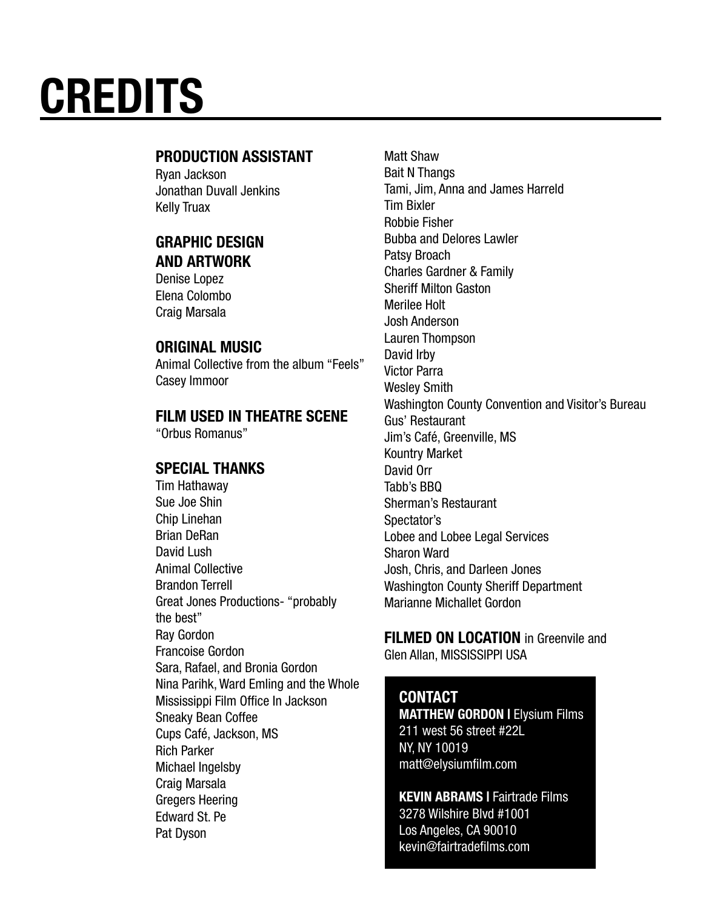# CREDITS

## PRODUCTION ASSISTANT

Ryan Jackson
Jonathan Duvall Jenkins
Kelly Truax

## GRAPHIC DESIGN AND ARTWORK

Denise Lopez
Elena Colombo
Craig Marsala

## ORIGINAL MUSIC

Animal Collective from the album “Feels”
Casey Immoor

## FILM USED IN THEATRE SCENE

“Orbus Romanus”

## SPECIAL THANKS

Tim Hathaway
Sue Joe Shin
Chip Linehan
Brian DeRan
David Lush
Animal Collective
Brandon Terrell
Great Jones Productions- “probably the best”
Ray Gordon
Francoise Gordon
Sara, Rafael, and Bronia Gordon
Nina Parihk, Ward Emling and the Whole Mississippi Film Office In Jackson
Sneaky Bean Coffee
Cups Café, Jackson, MS
Rich Parker
Michael Ingelsby
Craig Marsala
Gregers Heering
Edward St. Pe
Pat Dyson
Matt Shaw
Bait N Thangs
Tami, Jim, Anna and James Harreld
Tim Bixler
Robbie Fisher
Bubba and Delores Lawler
Patsy Broach
Charles Gardner & Family
Sheriff Milton Gaston
Merilee Holt
Josh Anderson
Lauren Thompson
David Irby
Victor Parra
Wesley Smith
Washington County Convention and Visitor’s Bureau
Gus’ Restaurant
Jim’s Café, Greenville, MS
Kountry Market
David Orr
Tabb’s BBQ
Sherman’s Restaurant
Spectator’s
Lobee and Lobee Legal Services
Sharon Ward
Josh, Chris, and Darleen Jones
Washington County Sheriff Department
Marianne Michallet Gordon

**FILMED ON LOCATION** in Greenvile and Glen Allan, MISSISSIPPI USA

## CONTACT

**MATTHEW GORDON |** Elysium Films
211 west 56 street #22L
NY, NY 10019
matt@elysiumfilm.com

**KEVIN ABRAMS |** Fairtrade Films
3278 Wilshire Blvd #1001
Los Angeles, CA 90010
kevin@fairtradefilms.com